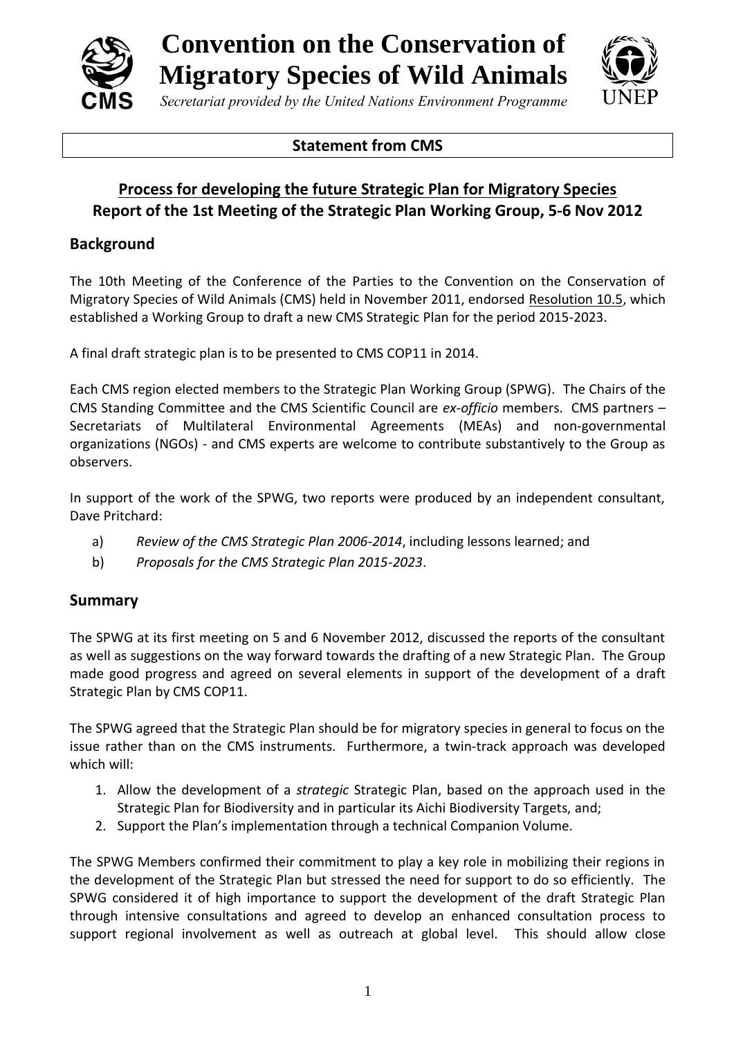# Convention on the Conservation of Migratory Species of Wild Animals

*Secretariat provided by the United Nations Environment Programme*

**Statement from CMS**

## Process for developing the future Strategic Plan for Migratory Species
## Report of the 1st Meeting of the Strategic Plan Working Group, 5-6 Nov 2012

### Background

The 10th Meeting of the Conference of the Parties to the Convention on the Conservation of Migratory Species of Wild Animals (CMS) held in November 2011, endorsed Resolution 10.5, which established a Working Group to draft a new CMS Strategic Plan for the period 2015-2023.

A final draft strategic plan is to be presented to CMS COP11 in 2014.

Each CMS region elected members to the Strategic Plan Working Group (SPWG). The Chairs of the CMS Standing Committee and the CMS Scientific Council are *ex-officio* members. CMS partners – Secretariats of Multilateral Environmental Agreements (MEAs) and non-governmental organizations (NGOs) - and CMS experts are welcome to contribute substantively to the Group as observers.

In support of the work of the SPWG, two reports were produced by an independent consultant, Dave Pritchard:

a) *Review of the CMS Strategic Plan 2006-2014*, including lessons learned; and
b) *Proposals for the CMS Strategic Plan 2015-2023*.

### Summary

The SPWG at its first meeting on 5 and 6 November 2012, discussed the reports of the consultant as well as suggestions on the way forward towards the drafting of a new Strategic Plan. The Group made good progress and agreed on several elements in support of the development of a draft Strategic Plan by CMS COP11.

The SPWG agreed that the Strategic Plan should be for migratory species in general to focus on the issue rather than on the CMS instruments. Furthermore, a twin-track approach was developed which will:

1. Allow the development of a *strategic* Strategic Plan, based on the approach used in the Strategic Plan for Biodiversity and in particular its Aichi Biodiversity Targets, and;
2. Support the Plan's implementation through a technical Companion Volume.

The SPWG Members confirmed their commitment to play a key role in mobilizing their regions in the development of the Strategic Plan but stressed the need for support to do so efficiently. The SPWG considered it of high importance to support the development of the draft Strategic Plan through intensive consultations and agreed to develop an enhanced consultation process to support regional involvement as well as outreach at global level. This should allow close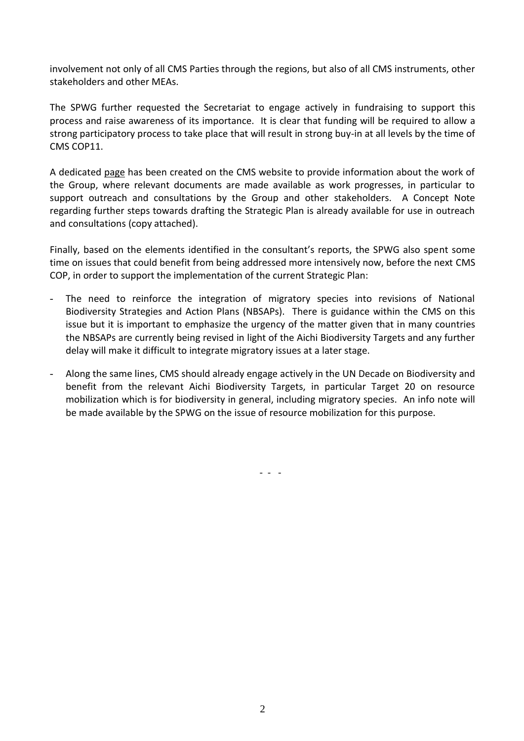involvement not only of all CMS Parties through the regions, but also of all CMS instruments, other stakeholders and other MEAs.

The SPWG further requested the Secretariat to engage actively in fundraising to support this process and raise awareness of its importance. It is clear that funding will be required to allow a strong participatory process to take place that will result in strong buy-in at all levels by the time of CMS COP11.

A dedicated page has been created on the CMS website to provide information about the work of the Group, where relevant documents are made available as work progresses, in particular to support outreach and consultations by the Group and other stakeholders. A Concept Note regarding further steps towards drafting the Strategic Plan is already available for use in outreach and consultations (copy attached).

Finally, based on the elements identified in the consultant's reports, the SPWG also spent some time on issues that could benefit from being addressed more intensively now, before the next CMS COP, in order to support the implementation of the current Strategic Plan:

- The need to reinforce the integration of migratory species into revisions of National Biodiversity Strategies and Action Plans (NBSAPs). There is guidance within the CMS on this issue but it is important to emphasize the urgency of the matter given that in many countries the NBSAPs are currently being revised in light of the Aichi Biodiversity Targets and any further delay will make it difficult to integrate migratory issues at a later stage.
- Along the same lines, CMS should already engage actively in the UN Decade on Biodiversity and benefit from the relevant Aichi Biodiversity Targets, in particular Target 20 on resource mobilization which is for biodiversity in general, including migratory species. An info note will be made available by the SPWG on the issue of resource mobilization for this purpose.

\- - -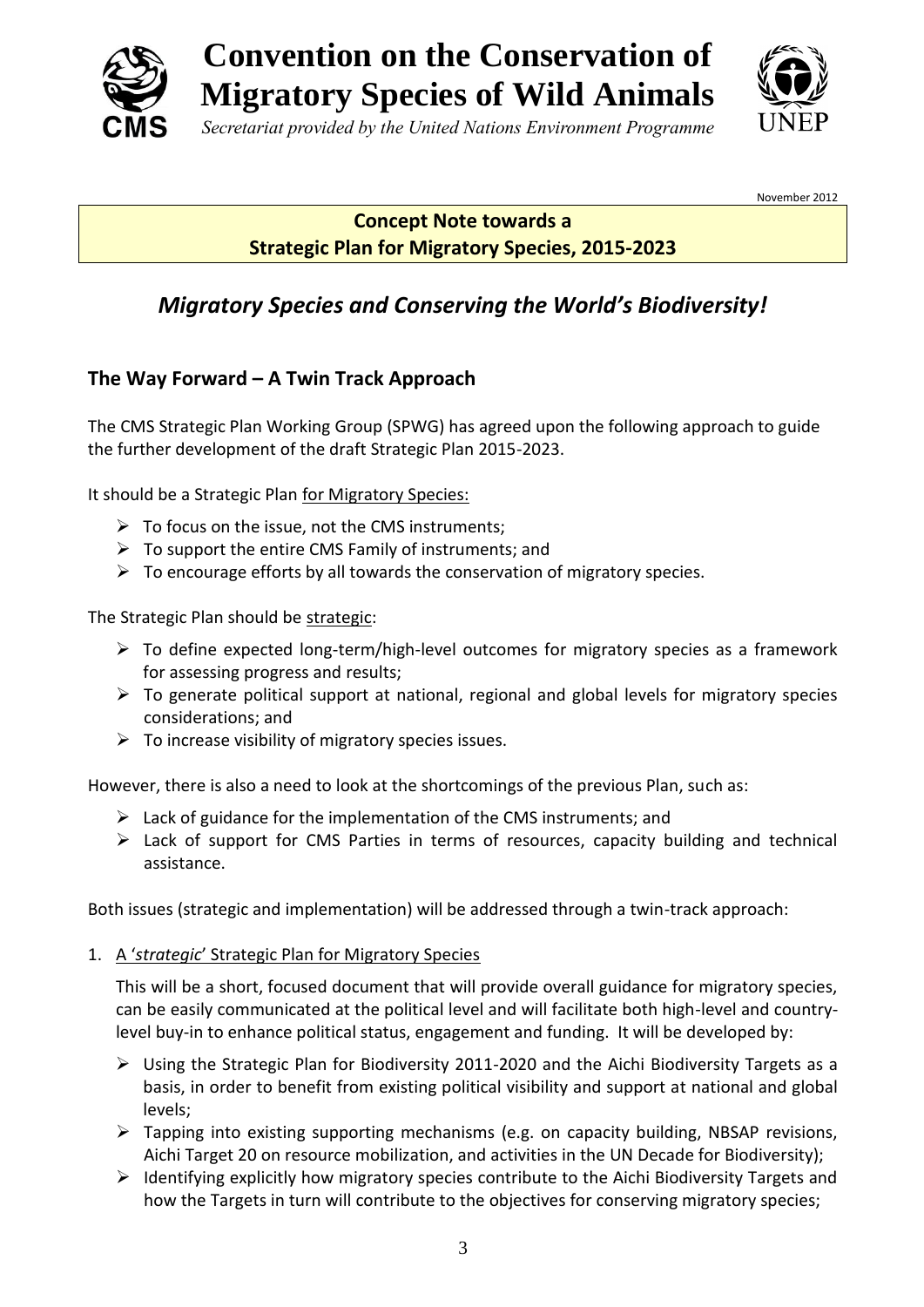# Convention on the Conservation of Migratory Species of Wild Animals

*Secretariat provided by the United Nations Environment Programme*

November 2012

**Concept Note towards a Strategic Plan for Migratory Species, 2015-2023**

## *Migratory Species and Conserving the World's Biodiversity!*

### The Way Forward – A Twin Track Approach

The CMS Strategic Plan Working Group (SPWG) has agreed upon the following approach to guide the further development of the draft Strategic Plan 2015-2023.

It should be a Strategic Plan for Migratory Species:

- To focus on the issue, not the CMS instruments;
- To support the entire CMS Family of instruments; and
- To encourage efforts by all towards the conservation of migratory species.

The Strategic Plan should be strategic:

- To define expected long-term/high-level outcomes for migratory species as a framework for assessing progress and results;
- To generate political support at national, regional and global levels for migratory species considerations; and
- To increase visibility of migratory species issues.

However, there is also a need to look at the shortcomings of the previous Plan, such as:

- Lack of guidance for the implementation of the CMS instruments; and
- Lack of support for CMS Parties in terms of resources, capacity building and technical assistance.

Both issues (strategic and implementation) will be addressed through a twin-track approach:

1. A '*strategic*' Strategic Plan for Migratory Species

   This will be a short, focused document that will provide overall guidance for migratory species, can be easily communicated at the political level and will facilitate both high-level and country-level buy-in to enhance political status, engagement and funding. It will be developed by:

   - Using the Strategic Plan for Biodiversity 2011-2020 and the Aichi Biodiversity Targets as a basis, in order to benefit from existing political visibility and support at national and global levels;
   - Tapping into existing supporting mechanisms (e.g. on capacity building, NBSAP revisions, Aichi Target 20 on resource mobilization, and activities in the UN Decade for Biodiversity);
   - Identifying explicitly how migratory species contribute to the Aichi Biodiversity Targets and how the Targets in turn will contribute to the objectives for conserving migratory species;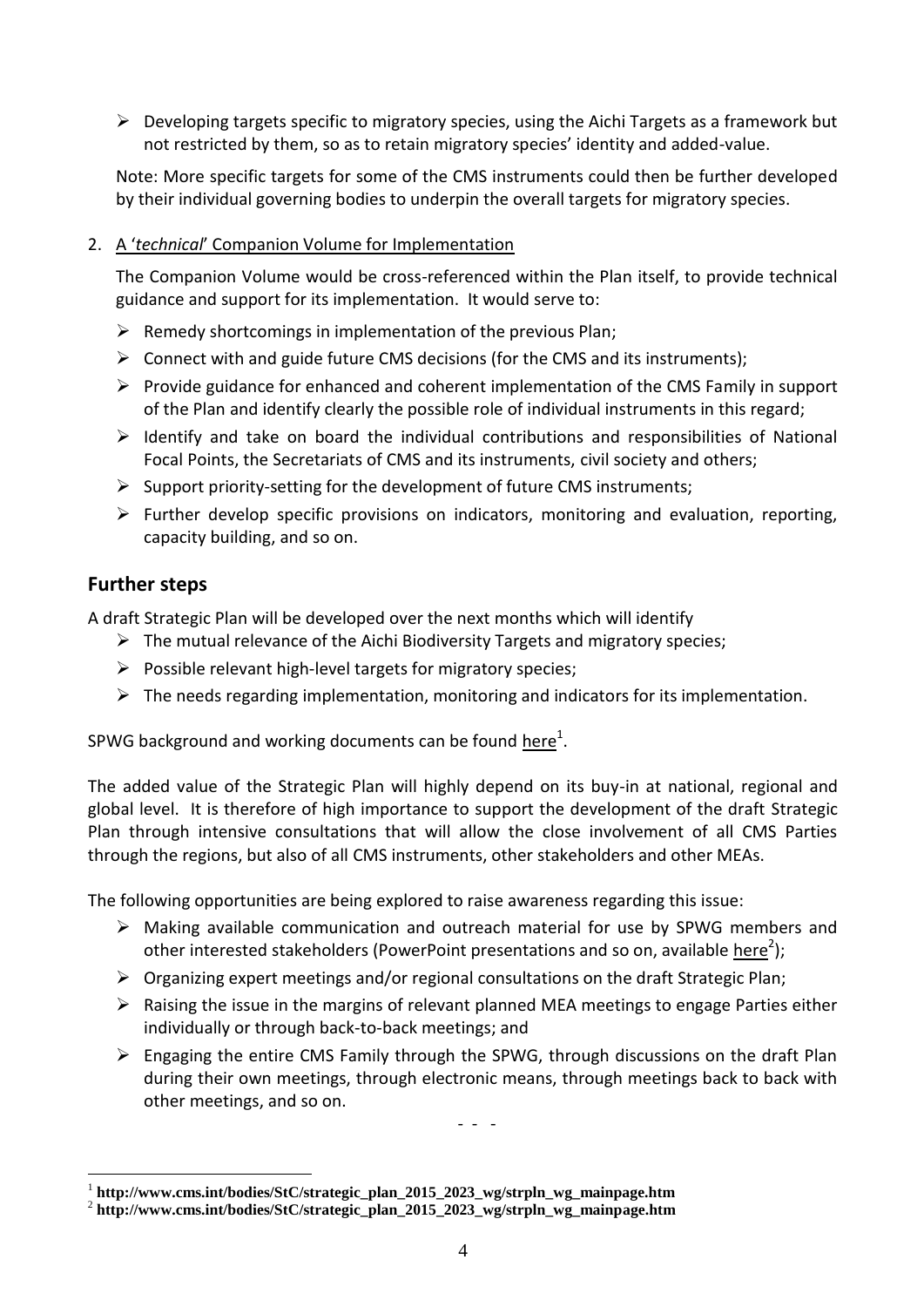- Developing targets specific to migratory species, using the Aichi Targets as a framework but not restricted by them, so as to retain migratory species' identity and added-value.

Note: More specific targets for some of the CMS instruments could then be further developed by their individual governing bodies to underpin the overall targets for migratory species.

2. A '*technical*' Companion Volume for Implementation

The Companion Volume would be cross-referenced within the Plan itself, to provide technical guidance and support for its implementation. It would serve to:

- Remedy shortcomings in implementation of the previous Plan;
- Connect with and guide future CMS decisions (for the CMS and its instruments);
- Provide guidance for enhanced and coherent implementation of the CMS Family in support of the Plan and identify clearly the possible role of individual instruments in this regard;
- Identify and take on board the individual contributions and responsibilities of National Focal Points, the Secretariats of CMS and its instruments, civil society and others;
- Support priority-setting for the development of future CMS instruments;
- Further develop specific provisions on indicators, monitoring and evaluation, reporting, capacity building, and so on.

## Further steps

A draft Strategic Plan will be developed over the next months which will identify

- The mutual relevance of the Aichi Biodiversity Targets and migratory species;
- Possible relevant high-level targets for migratory species;
- The needs regarding implementation, monitoring and indicators for its implementation.

SPWG background and working documents can be found here[1].

The added value of the Strategic Plan will highly depend on its buy-in at national, regional and global level. It is therefore of high importance to support the development of the draft Strategic Plan through intensive consultations that will allow the close involvement of all CMS Parties through the regions, but also of all CMS instruments, other stakeholders and other MEAs.

The following opportunities are being explored to raise awareness regarding this issue:

- Making available communication and outreach material for use by SPWG members and other interested stakeholders (PowerPoint presentations and so on, available here[2]);
- Organizing expert meetings and/or regional consultations on the draft Strategic Plan;
- Raising the issue in the margins of relevant planned MEA meetings to engage Parties either individually or through back-to-back meetings; and
- Engaging the entire CMS Family through the SPWG, through discussions on the draft Plan during their own meetings, through electronic means, through meetings back to back with other meetings, and so on.

- - -

[1] **http://www.cms.int/bodies/StC/strategic_plan_2015_2023_wg/strpln_wg_mainpage.htm**

[2] **http://www.cms.int/bodies/StC/strategic_plan_2015_2023_wg/strpln_wg_mainpage.htm**